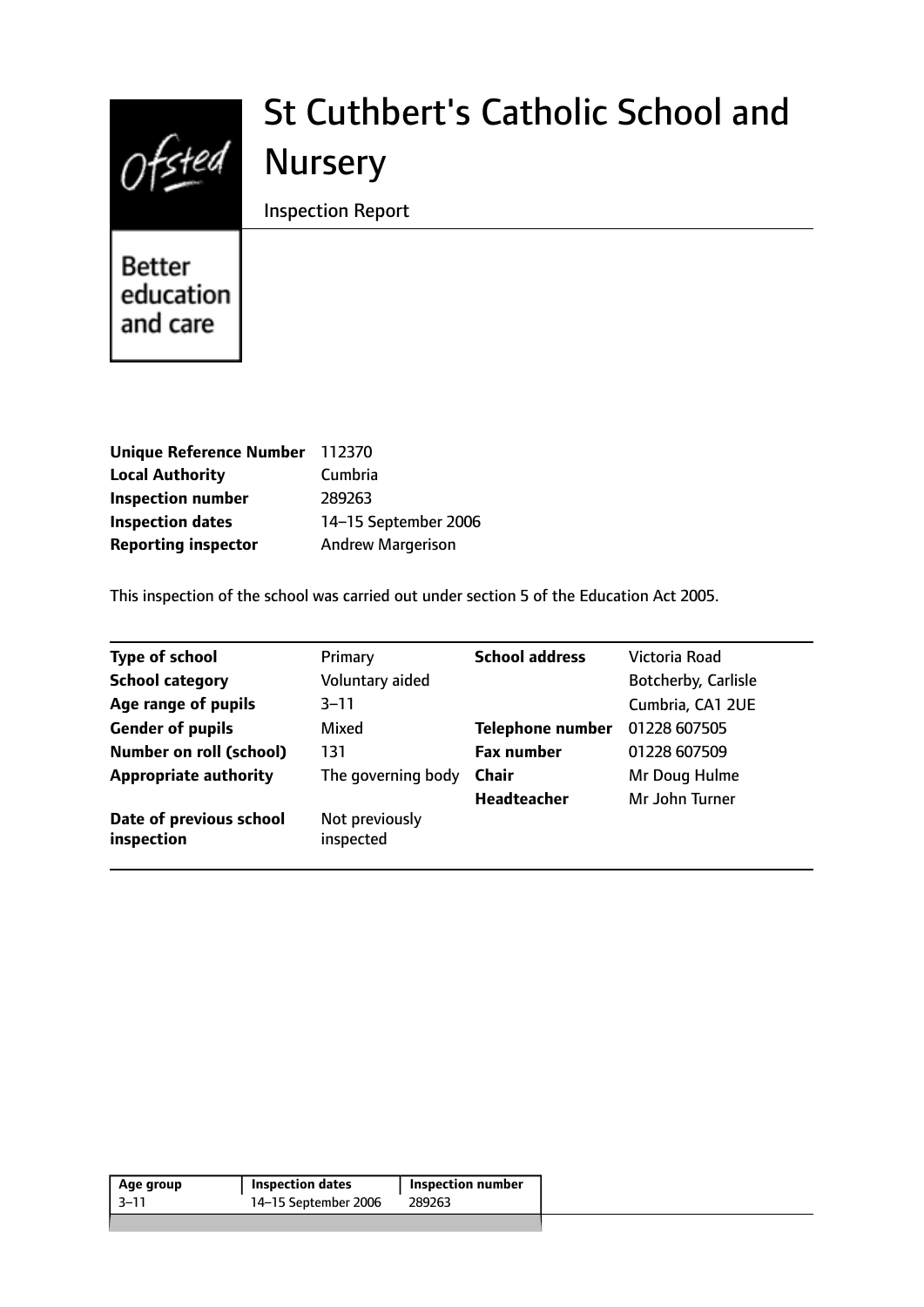Ofsted

Better education and care

# St Cuthbert's Catholic School and Nursery

Inspection Report

| | |
|---|---|
| **Unique Reference Number** | 112370 |
| **Local Authority** | Cumbria |
| **Inspection number** | 289263 |
| **Inspection dates** | 14–15 September 2006 |
| **Reporting inspector** | Andrew Margerison |

This inspection of the school was carried out under section 5 of the Education Act 2005.

| | | | |
|---|---|---|---|
| **Type of school** | Primary | **School address** | Victoria Road |
| **School category** | Voluntary aided | | Botcherby, Carlisle |
| **Age range of pupils** | 3–11 | | Cumbria, CA1 2UE |
| **Gender of pupils** | Mixed | **Telephone number** | 01228 607505 |
| **Number on roll (school)** | 131 | **Fax number** | 01228 607509 |
| **Appropriate authority** | The governing body | **Chair** | Mr Doug Hulme |
| | | **Headteacher** | Mr John Turner |
| **Date of previous school inspection** | Not previously inspected | | |

| Age group | Inspection dates | Inspection number |
|---|---|---|
| 3–11 | 14–15 September 2006 | 289263 |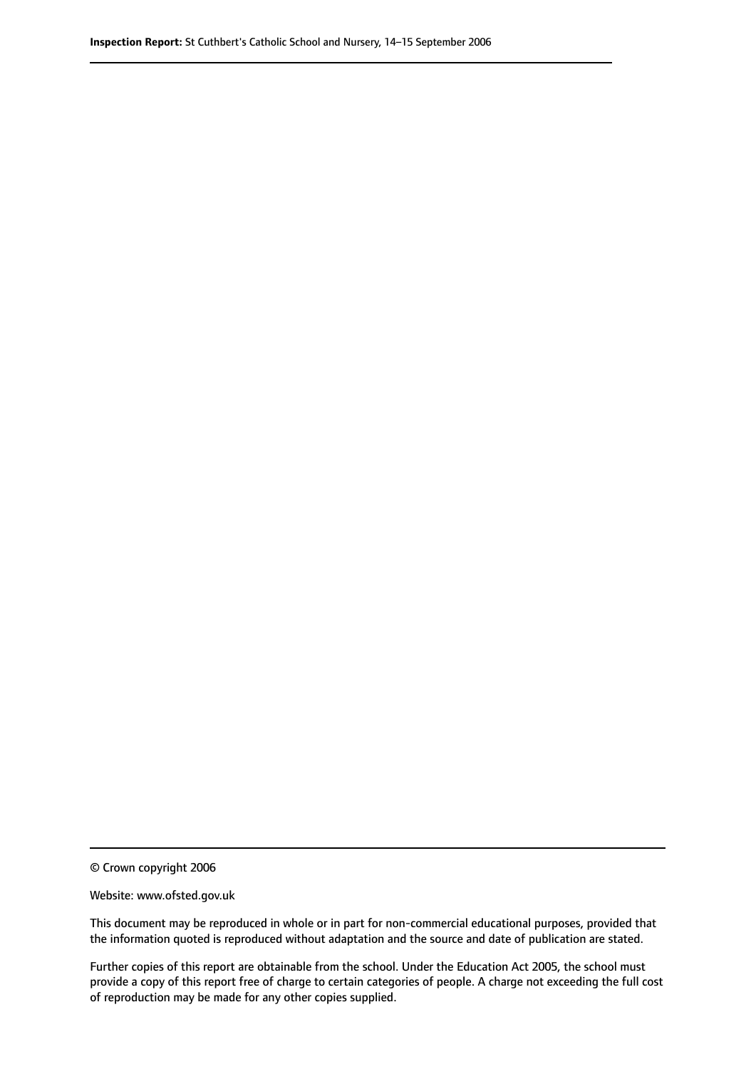© Crown copyright 2006

Website: www.ofsted.gov.uk

This document may be reproduced in whole or in part for non-commercial educational purposes, provided that the information quoted is reproduced without adaptation and the source and date of publication are stated.

Further copies of this report are obtainable from the school. Under the Education Act 2005, the school must provide a copy of this report free of charge to certain categories of people. A charge not exceeding the full cost of reproduction may be made for any other copies supplied.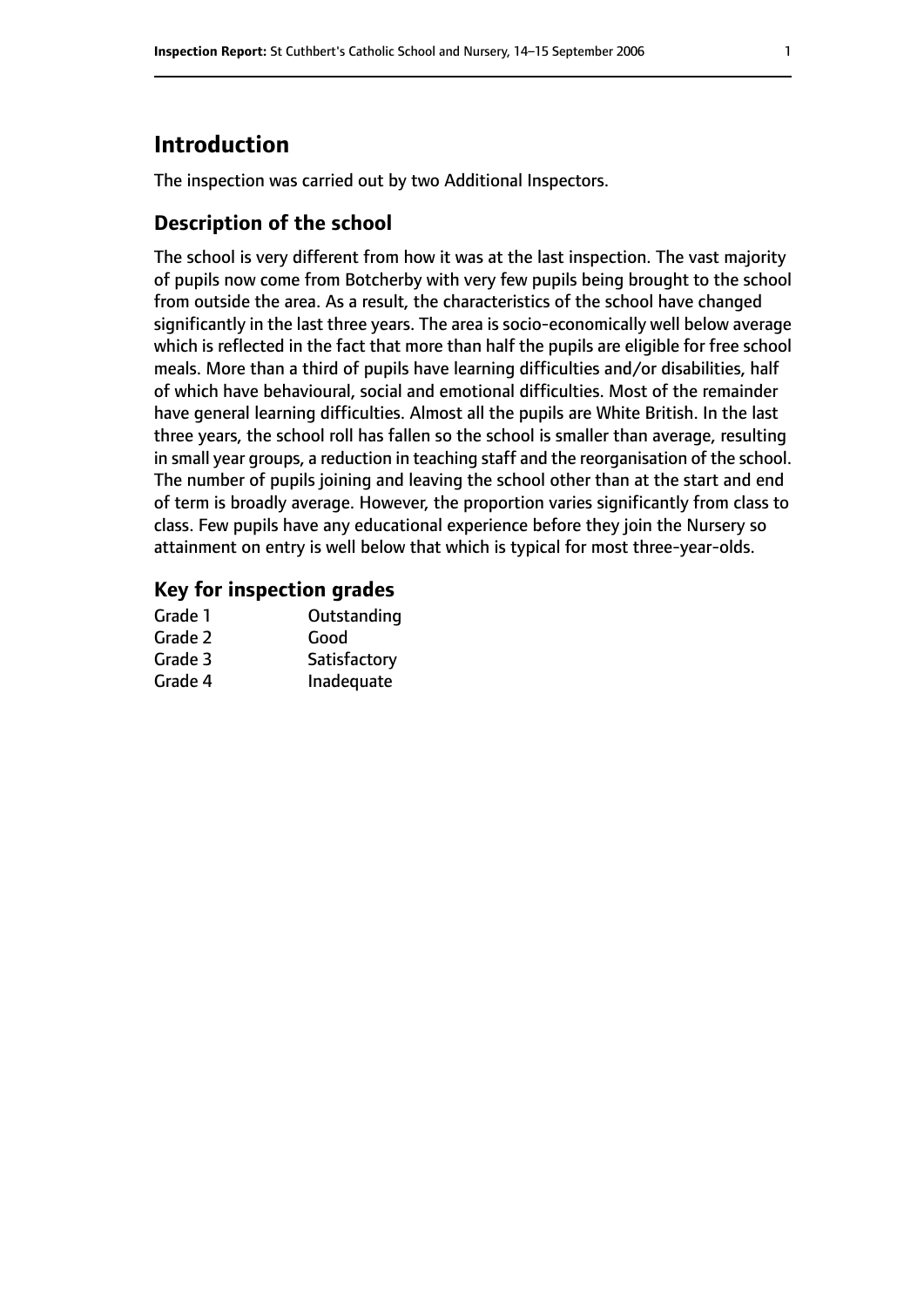## Introduction

The inspection was carried out by two Additional Inspectors.

### Description of the school

The school is very different from how it was at the last inspection. The vast majority of pupils now come from Botcherby with very few pupils being brought to the school from outside the area. As a result, the characteristics of the school have changed significantly in the last three years. The area is socio-economically well below average which is reflected in the fact that more than half the pupils are eligible for free school meals. More than a third of pupils have learning difficulties and/or disabilities, half of which have behavioural, social and emotional difficulties. Most of the remainder have general learning difficulties. Almost all the pupils are White British. In the last three years, the school roll has fallen so the school is smaller than average, resulting in small year groups, a reduction in teaching staff and the reorganisation of the school. The number of pupils joining and leaving the school other than at the start and end of term is broadly average. However, the proportion varies significantly from class to class. Few pupils have any educational experience before they join the Nursery so attainment on entry is well below that which is typical for most three-year-olds.

### Key for inspection grades

| | |
|---|---|
| Grade 1 | Outstanding |
| Grade 2 | Good |
| Grade 3 | Satisfactory |
| Grade 4 | Inadequate |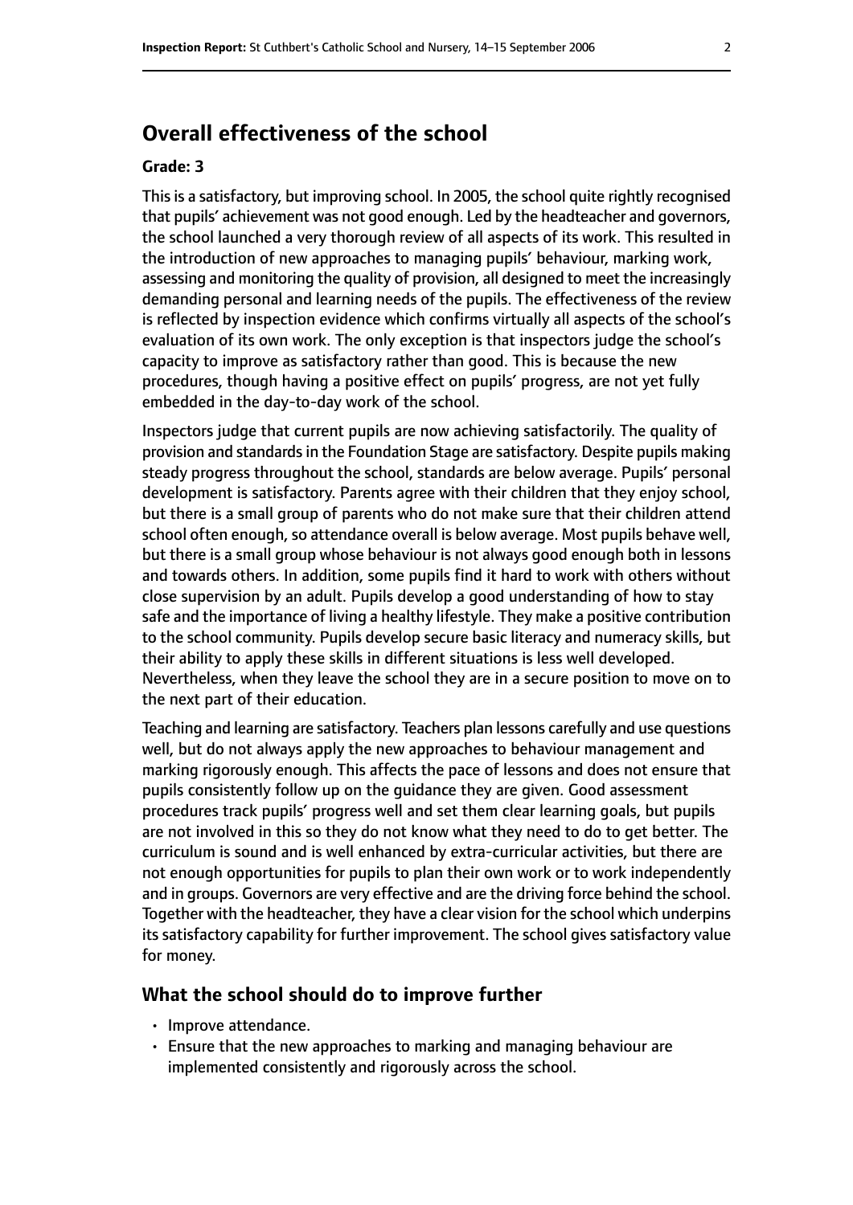## Overall effectiveness of the school

### Grade: 3

This is a satisfactory, but improving school. In 2005, the school quite rightly recognised that pupils' achievement was not good enough. Led by the headteacher and governors, the school launched a very thorough review of all aspects of its work. This resulted in the introduction of new approaches to managing pupils' behaviour, marking work, assessing and monitoring the quality of provision, all designed to meet the increasingly demanding personal and learning needs of the pupils. The effectiveness of the review is reflected by inspection evidence which confirms virtually all aspects of the school's evaluation of its own work. The only exception is that inspectors judge the school's capacity to improve as satisfactory rather than good. This is because the new procedures, though having a positive effect on pupils' progress, are not yet fully embedded in the day-to-day work of the school.

Inspectors judge that current pupils are now achieving satisfactorily. The quality of provision and standards in the Foundation Stage are satisfactory. Despite pupils making steady progress throughout the school, standards are below average. Pupils' personal development is satisfactory. Parents agree with their children that they enjoy school, but there is a small group of parents who do not make sure that their children attend school often enough, so attendance overall is below average. Most pupils behave well, but there is a small group whose behaviour is not always good enough both in lessons and towards others. In addition, some pupils find it hard to work with others without close supervision by an adult. Pupils develop a good understanding of how to stay safe and the importance of living a healthy lifestyle. They make a positive contribution to the school community. Pupils develop secure basic literacy and numeracy skills, but their ability to apply these skills in different situations is less well developed. Nevertheless, when they leave the school they are in a secure position to move on to the next part of their education.

Teaching and learning are satisfactory. Teachers plan lessons carefully and use questions well, but do not always apply the new approaches to behaviour management and marking rigorously enough. This affects the pace of lessons and does not ensure that pupils consistently follow up on the guidance they are given. Good assessment procedures track pupils' progress well and set them clear learning goals, but pupils are not involved in this so they do not know what they need to do to get better. The curriculum is sound and is well enhanced by extra-curricular activities, but there are not enough opportunities for pupils to plan their own work or to work independently and in groups. Governors are very effective and are the driving force behind the school. Together with the headteacher, they have a clear vision for the school which underpins its satisfactory capability for further improvement. The school gives satisfactory value for money.

### What the school should do to improve further

- Improve attendance.
- Ensure that the new approaches to marking and managing behaviour are implemented consistently and rigorously across the school.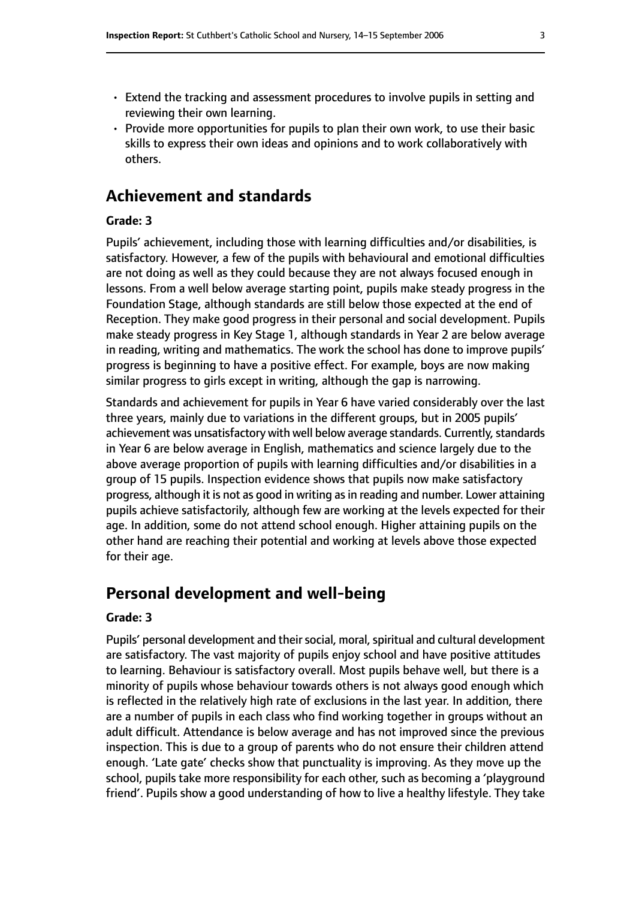- Extend the tracking and assessment procedures to involve pupils in setting and reviewing their own learning.
- Provide more opportunities for pupils to plan their own work, to use their basic skills to express their own ideas and opinions and to work collaboratively with others.

## Achievement and standards

**Grade: 3**

Pupils' achievement, including those with learning difficulties and/or disabilities, is satisfactory. However, a few of the pupils with behavioural and emotional difficulties are not doing as well as they could because they are not always focused enough in lessons. From a well below average starting point, pupils make steady progress in the Foundation Stage, although standards are still below those expected at the end of Reception. They make good progress in their personal and social development. Pupils make steady progress in Key Stage 1, although standards in Year 2 are below average in reading, writing and mathematics. The work the school has done to improve pupils' progress is beginning to have a positive effect. For example, boys are now making similar progress to girls except in writing, although the gap is narrowing.

Standards and achievement for pupils in Year 6 have varied considerably over the last three years, mainly due to variations in the different groups, but in 2005 pupils' achievement was unsatisfactory with well below average standards. Currently, standards in Year 6 are below average in English, mathematics and science largely due to the above average proportion of pupils with learning difficulties and/or disabilities in a group of 15 pupils. Inspection evidence shows that pupils now make satisfactory progress, although it is not as good in writing as in reading and number. Lower attaining pupils achieve satisfactorily, although few are working at the levels expected for their age. In addition, some do not attend school enough. Higher attaining pupils on the other hand are reaching their potential and working at levels above those expected for their age.

## Personal development and well-being

**Grade: 3**

Pupils' personal development and their social, moral, spiritual and cultural development are satisfactory. The vast majority of pupils enjoy school and have positive attitudes to learning. Behaviour is satisfactory overall. Most pupils behave well, but there is a minority of pupils whose behaviour towards others is not always good enough which is reflected in the relatively high rate of exclusions in the last year. In addition, there are a number of pupils in each class who find working together in groups without an adult difficult. Attendance is below average and has not improved since the previous inspection. This is due to a group of parents who do not ensure their children attend enough. 'Late gate' checks show that punctuality is improving. As they move up the school, pupils take more responsibility for each other, such as becoming a 'playground friend'. Pupils show a good understanding of how to live a healthy lifestyle. They take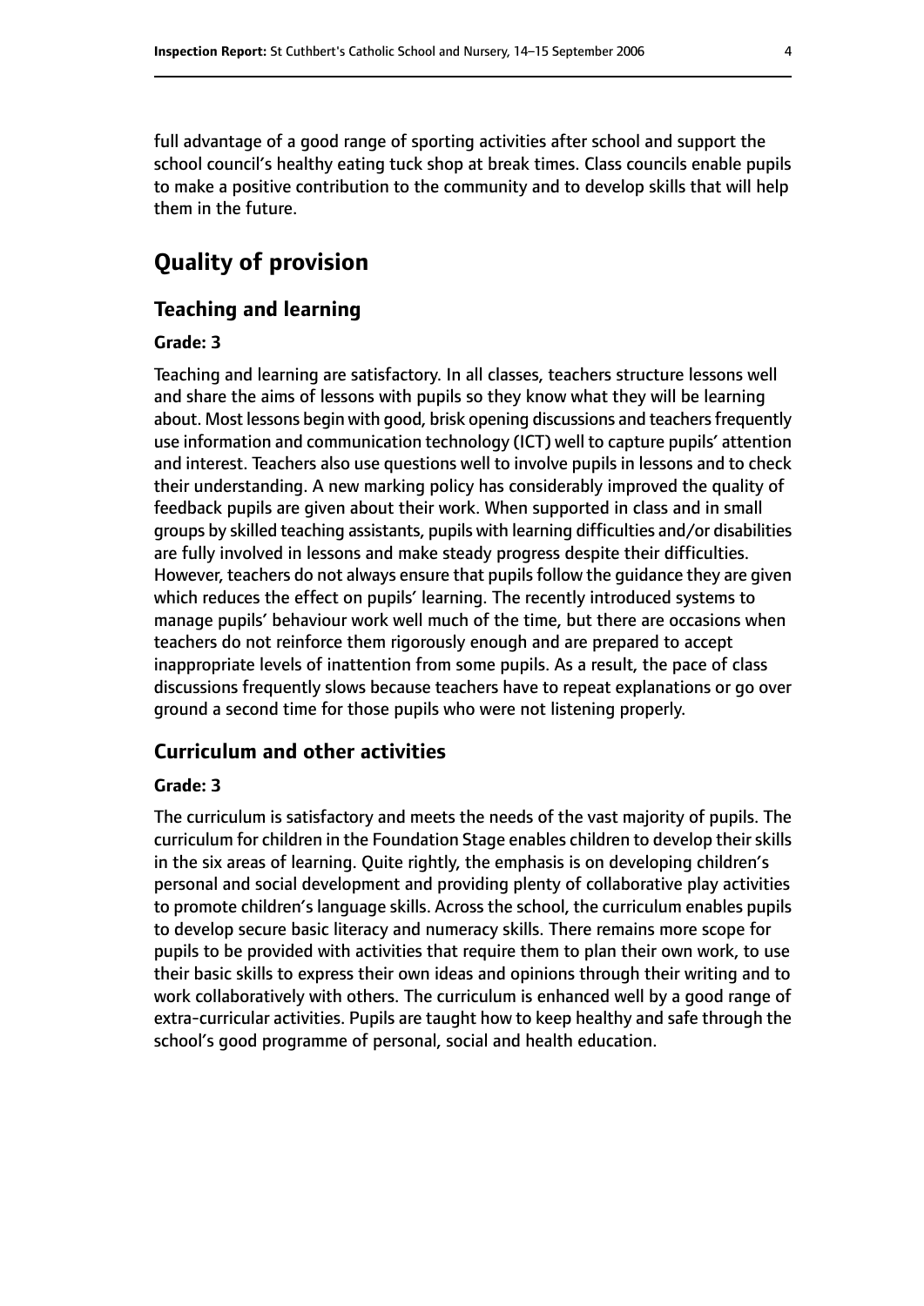full advantage of a good range of sporting activities after school and support the school council's healthy eating tuck shop at break times. Class councils enable pupils to make a positive contribution to the community and to develop skills that will help them in the future.

# Quality of provision

## Teaching and learning

### Grade: 3

Teaching and learning are satisfactory. In all classes, teachers structure lessons well and share the aims of lessons with pupils so they know what they will be learning about. Most lessons begin with good, brisk opening discussions and teachers frequently use information and communication technology (ICT) well to capture pupils' attention and interest. Teachers also use questions well to involve pupils in lessons and to check their understanding. A new marking policy has considerably improved the quality of feedback pupils are given about their work. When supported in class and in small groups by skilled teaching assistants, pupils with learning difficulties and/or disabilities are fully involved in lessons and make steady progress despite their difficulties. However, teachers do not always ensure that pupils follow the guidance they are given which reduces the effect on pupils' learning. The recently introduced systems to manage pupils' behaviour work well much of the time, but there are occasions when teachers do not reinforce them rigorously enough and are prepared to accept inappropriate levels of inattention from some pupils. As a result, the pace of class discussions frequently slows because teachers have to repeat explanations or go over ground a second time for those pupils who were not listening properly.

## Curriculum and other activities

### Grade: 3

The curriculum is satisfactory and meets the needs of the vast majority of pupils. The curriculum for children in the Foundation Stage enables children to develop their skills in the six areas of learning. Quite rightly, the emphasis is on developing children's personal and social development and providing plenty of collaborative play activities to promote children's language skills. Across the school, the curriculum enables pupils to develop secure basic literacy and numeracy skills. There remains more scope for pupils to be provided with activities that require them to plan their own work, to use their basic skills to express their own ideas and opinions through their writing and to work collaboratively with others. The curriculum is enhanced well by a good range of extra-curricular activities. Pupils are taught how to keep healthy and safe through the school's good programme of personal, social and health education.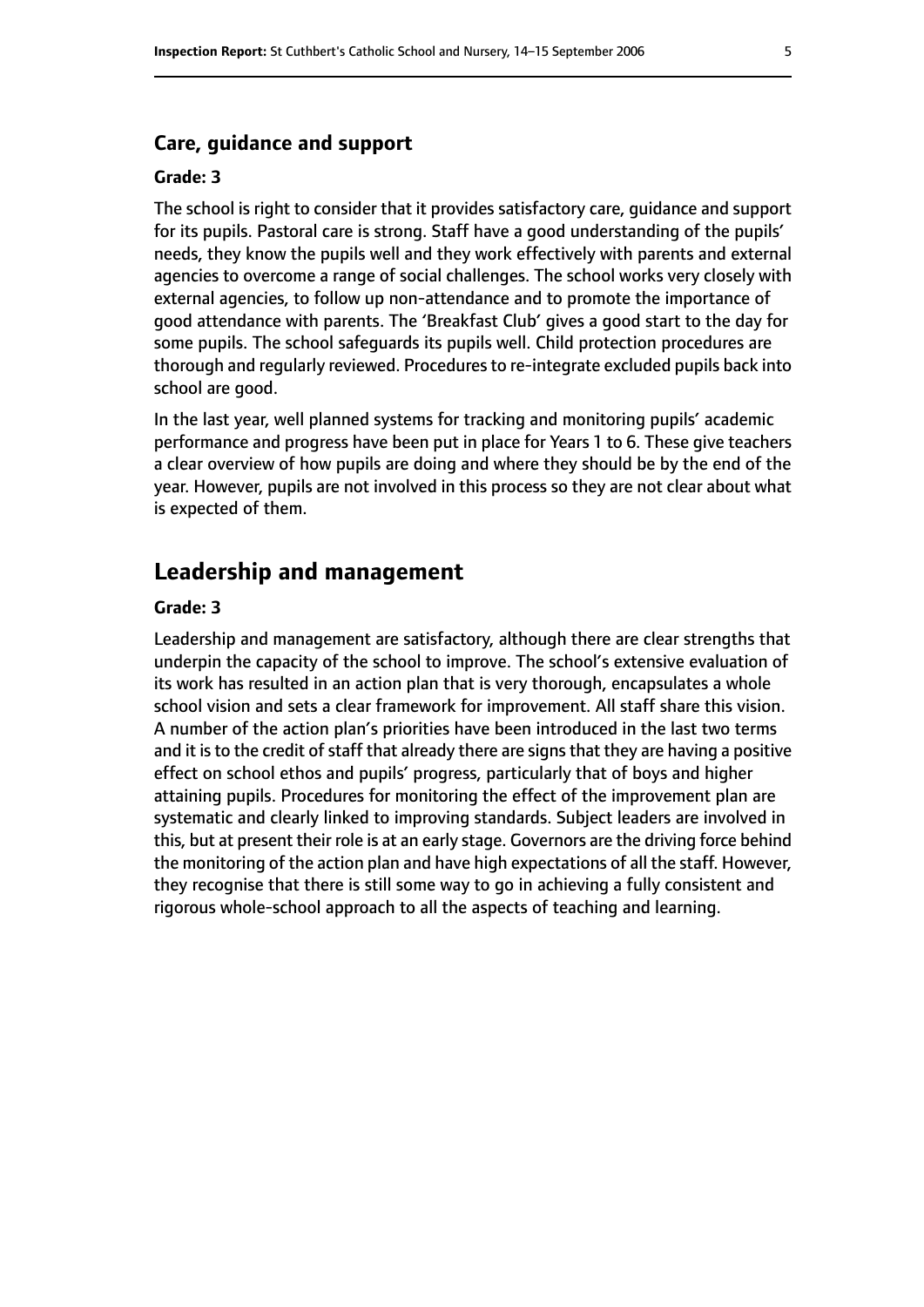### Care, guidance and support

#### Grade: 3

The school is right to consider that it provides satisfactory care, guidance and support for its pupils. Pastoral care is strong. Staff have a good understanding of the pupils' needs, they know the pupils well and they work effectively with parents and external agencies to overcome a range of social challenges. The school works very closely with external agencies, to follow up non-attendance and to promote the importance of good attendance with parents. The 'Breakfast Club' gives a good start to the day for some pupils. The school safeguards its pupils well. Child protection procedures are thorough and regularly reviewed. Procedures to re-integrate excluded pupils back into school are good.

In the last year, well planned systems for tracking and monitoring pupils' academic performance and progress have been put in place for Years 1 to 6. These give teachers a clear overview of how pupils are doing and where they should be by the end of the year. However, pupils are not involved in this process so they are not clear about what is expected of them.

## Leadership and management

#### Grade: 3

Leadership and management are satisfactory, although there are clear strengths that underpin the capacity of the school to improve. The school's extensive evaluation of its work has resulted in an action plan that is very thorough, encapsulates a whole school vision and sets a clear framework for improvement. All staff share this vision. A number of the action plan's priorities have been introduced in the last two terms and it is to the credit of staff that already there are signs that they are having a positive effect on school ethos and pupils' progress, particularly that of boys and higher attaining pupils. Procedures for monitoring the effect of the improvement plan are systematic and clearly linked to improving standards. Subject leaders are involved in this, but at present their role is at an early stage. Governors are the driving force behind the monitoring of the action plan and have high expectations of all the staff. However, they recognise that there is still some way to go in achieving a fully consistent and rigorous whole-school approach to all the aspects of teaching and learning.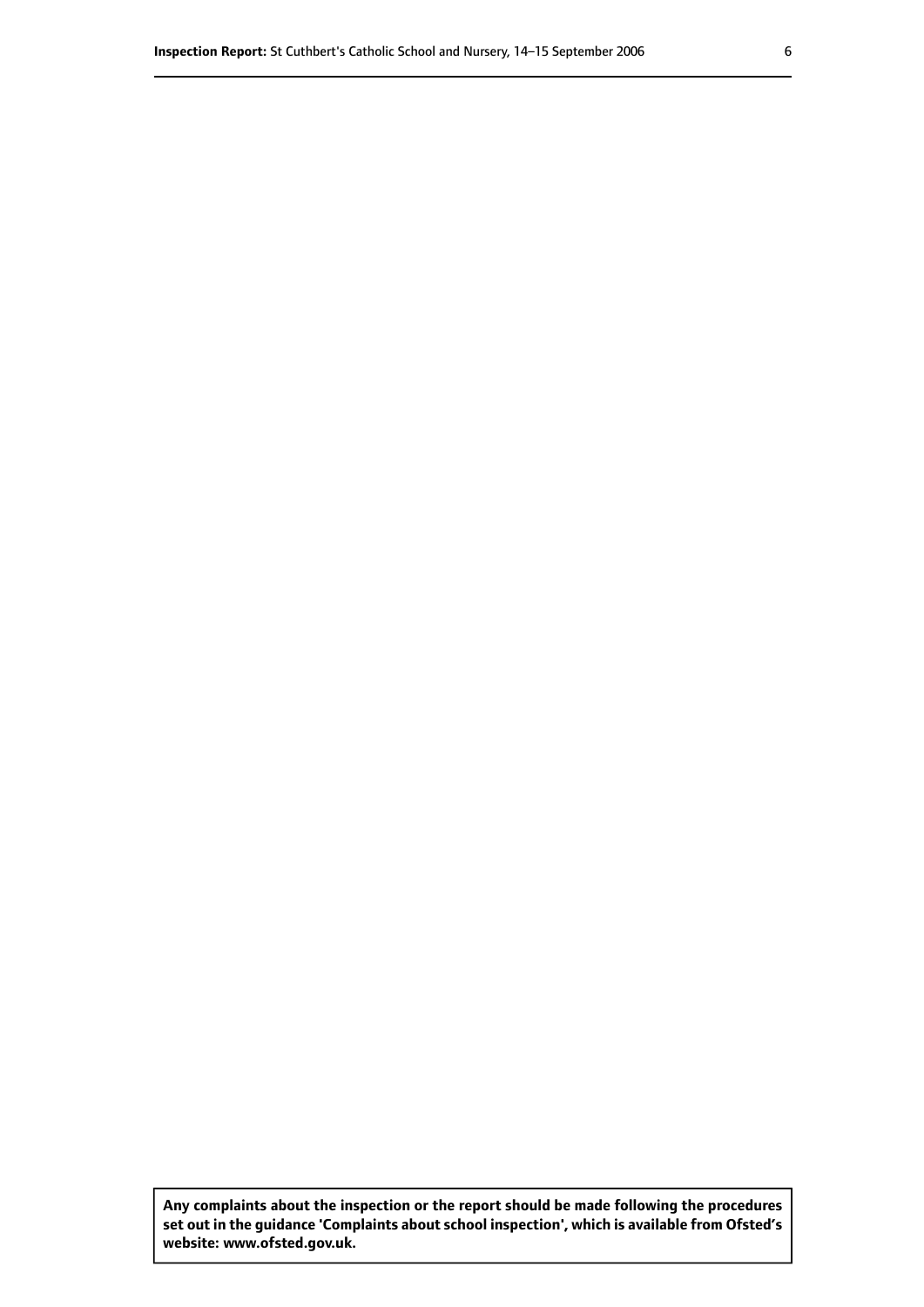**Any complaints about the inspection or the report should be made following the procedures set out in the guidance 'Complaints about school inspection', which is available from Ofsted's website: www.ofsted.gov.uk.**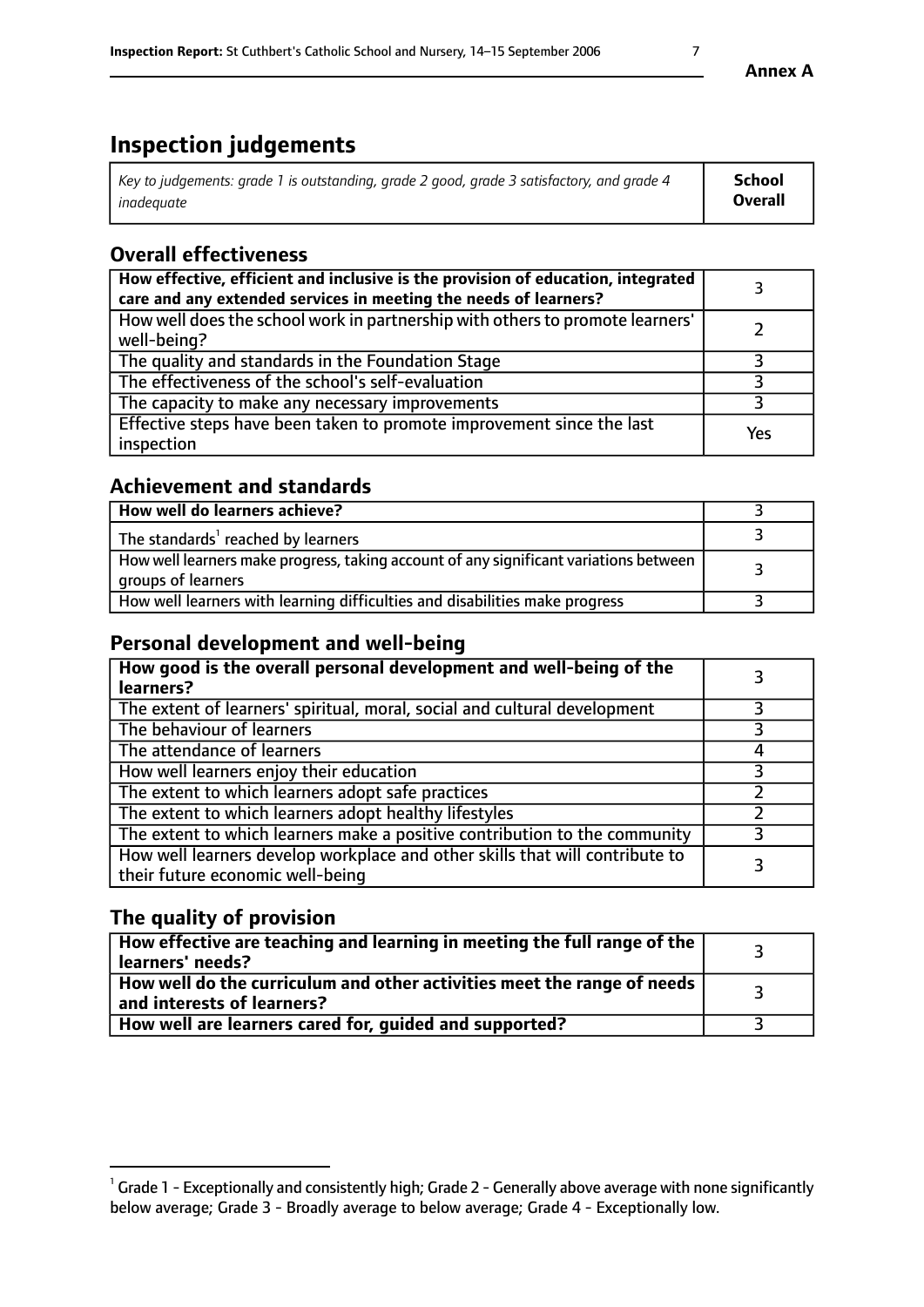# Inspection judgements

| *Key to judgements: grade 1 is outstanding, grade 2 good, grade 3 satisfactory, and grade 4 inadequate* | **School Overall** |
|---|---|

## Overall effectiveness

| | |
|---|---|
| **How effective, efficient and inclusive is the provision of education, integrated care and any extended services in meeting the needs of learners?** | 3 |
| How well does the school work in partnership with others to promote learners' well-being? | 2 |
| The quality and standards in the Foundation Stage | 3 |
| The effectiveness of the school's self-evaluation | 3 |
| The capacity to make any necessary improvements | 3 |
| Effective steps have been taken to promote improvement since the last inspection | Yes |

## Achievement and standards

| | |
|---|---|
| **How well do learners achieve?** | 3 |
| The standards[1] reached by learners | 3 |
| How well learners make progress, taking account of any significant variations between groups of learners | 3 |
| How well learners with learning difficulties and disabilities make progress | 3 |

## Personal development and well-being

| | |
|---|---|
| **How good is the overall personal development and well-being of the learners?** | 3 |
| The extent of learners' spiritual, moral, social and cultural development | 3 |
| The behaviour of learners | 3 |
| The attendance of learners | 4 |
| How well learners enjoy their education | 3 |
| The extent to which learners adopt safe practices | 2 |
| The extent to which learners adopt healthy lifestyles | 2 |
| The extent to which learners make a positive contribution to the community | 3 |
| How well learners develop workplace and other skills that will contribute to their future economic well-being | 3 |

## The quality of provision

| | |
|---|---|
| **How effective are teaching and learning in meeting the full range of the learners' needs?** | 3 |
| **How well do the curriculum and other activities meet the range of needs and interests of learners?** | 3 |
| **How well are learners cared for, guided and supported?** | 3 |

[1] Grade 1 - Exceptionally and consistently high; Grade 2 - Generally above average with none significantly below average; Grade 3 - Broadly average to below average; Grade 4 - Exceptionally low.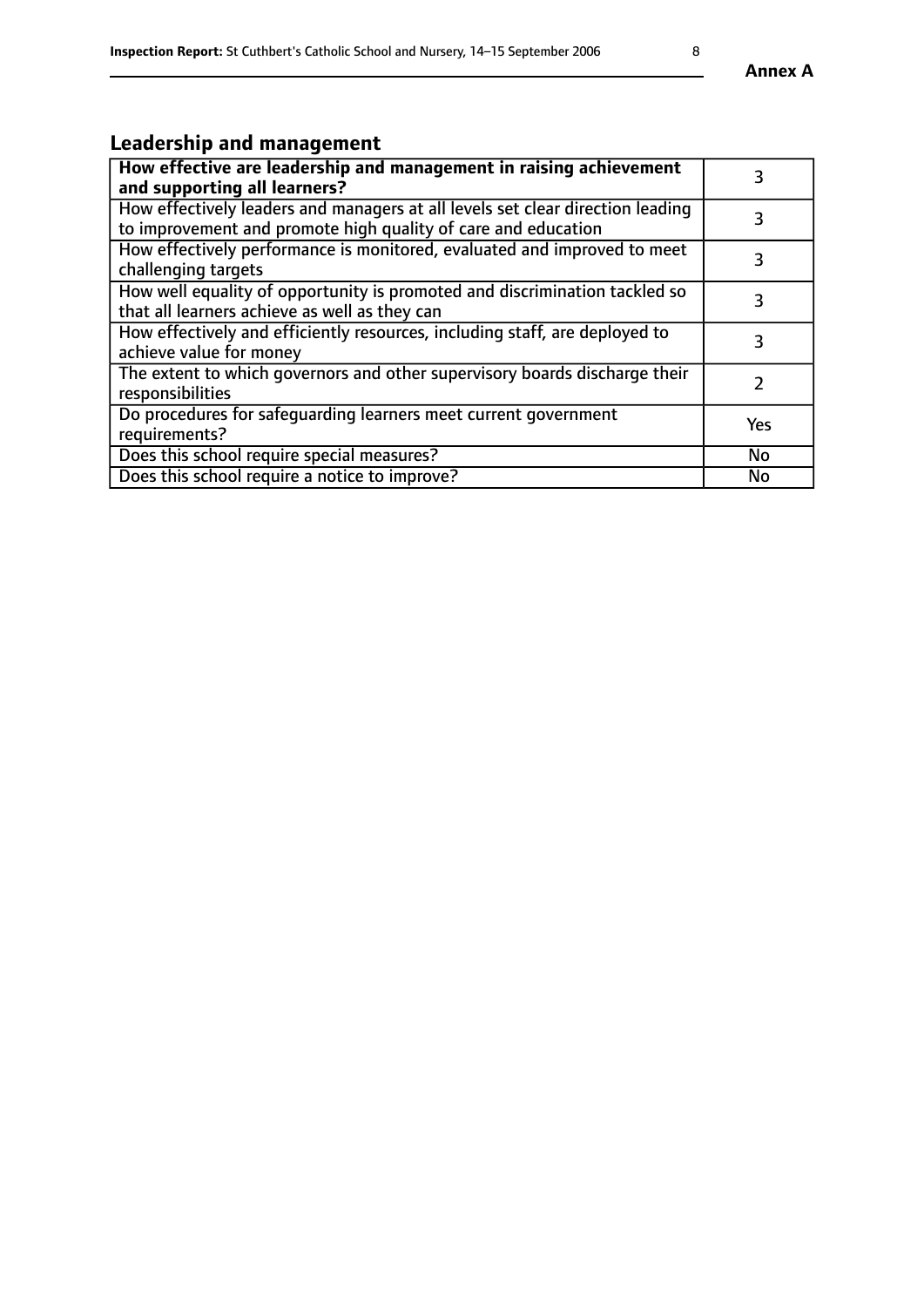## Leadership and management

| **How effective are leadership and management in raising achievement and supporting all learners?** | 3 |
|---|---|
| How effectively leaders and managers at all levels set clear direction leading to improvement and promote high quality of care and education | 3 |
| How effectively performance is monitored, evaluated and improved to meet challenging targets | 3 |
| How well equality of opportunity is promoted and discrimination tackled so that all learners achieve as well as they can | 3 |
| How effectively and efficiently resources, including staff, are deployed to achieve value for money | 3 |
| The extent to which governors and other supervisory boards discharge their responsibilities | 2 |
| Do procedures for safeguarding learners meet current government requirements? | Yes |
| Does this school require special measures? | No |
| Does this school require a notice to improve? | No |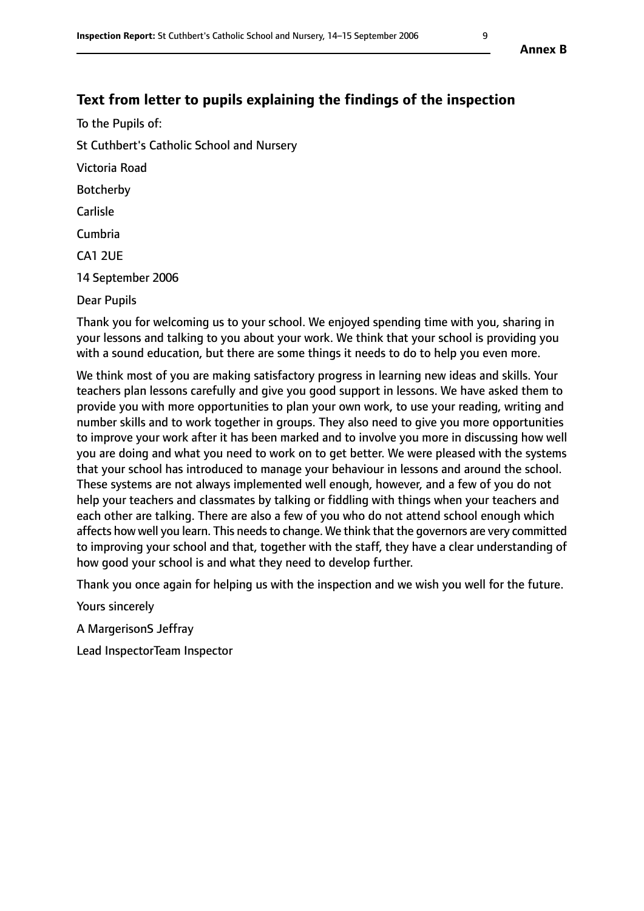## Text from letter to pupils explaining the findings of the inspection

To the Pupils of:

St Cuthbert's Catholic School and Nursery

Victoria Road

Botcherby

Carlisle

Cumbria

CA1 2UE

14 September 2006

Dear Pupils

Thank you for welcoming us to your school. We enjoyed spending time with you, sharing in your lessons and talking to you about your work. We think that your school is providing you with a sound education, but there are some things it needs to do to help you even more.

We think most of you are making satisfactory progress in learning new ideas and skills. Your teachers plan lessons carefully and give you good support in lessons. We have asked them to provide you with more opportunities to plan your own work, to use your reading, writing and number skills and to work together in groups. They also need to give you more opportunities to improve your work after it has been marked and to involve you more in discussing how well you are doing and what you need to work on to get better. We were pleased with the systems that your school has introduced to manage your behaviour in lessons and around the school. These systems are not always implemented well enough, however, and a few of you do not help your teachers and classmates by talking or fiddling with things when your teachers and each other are talking. There are also a few of you who do not attend school enough which affects how well you learn. This needs to change. We think that the governors are very committed to improving your school and that, together with the staff, they have a clear understanding of how good your school is and what they need to develop further.

Thank you once again for helping us with the inspection and we wish you well for the future.

Yours sincerely

A MargerisonS Jeffray

Lead InspectorTeam Inspector